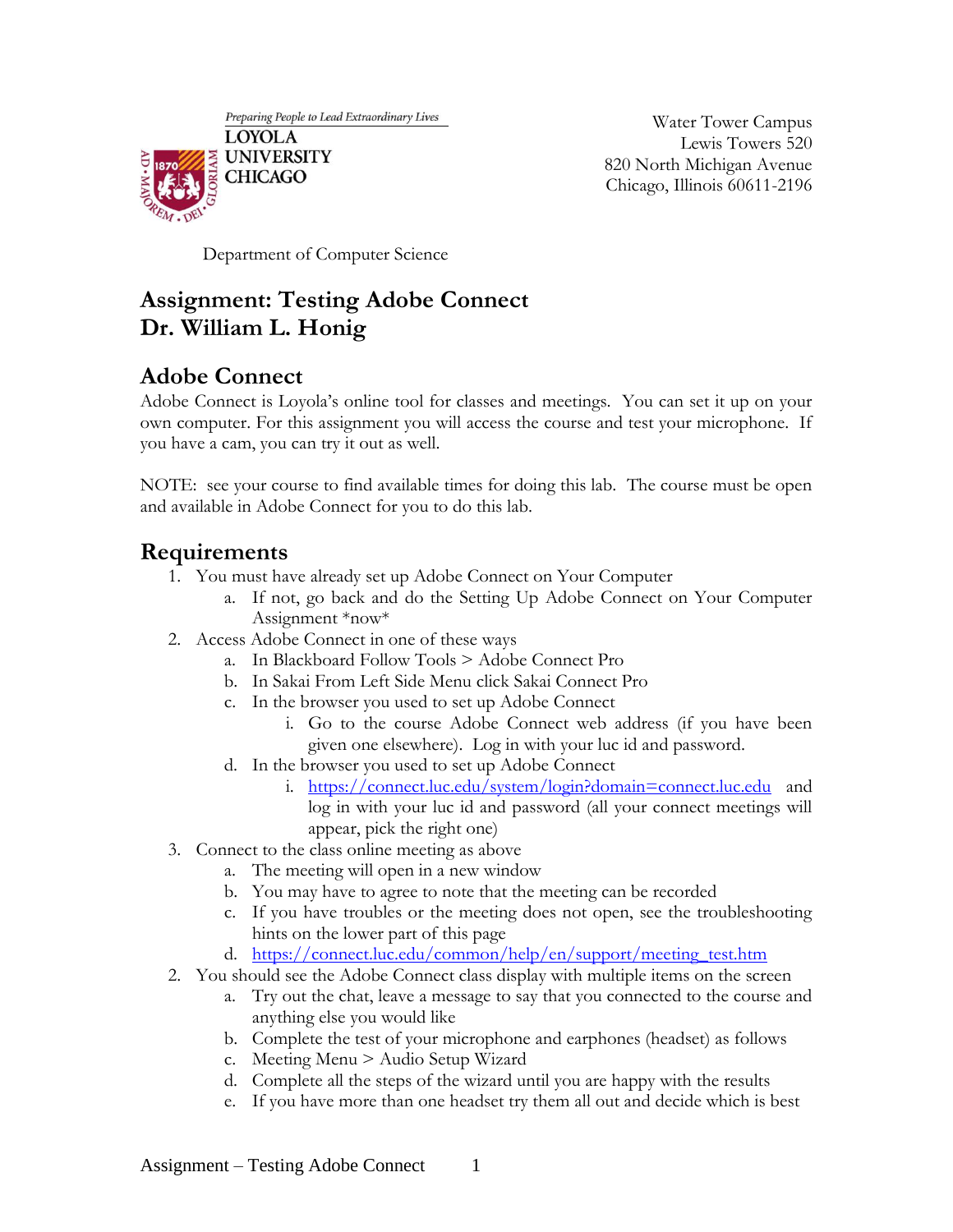Preparing People to Lead Extraordinary Lives
LOYOLA
UNIVERSITY
CHICAGO

Water Tower Campus
Lewis Towers 520
820 North Michigan Avenue
Chicago, Illinois 60611-2196

Department of Computer Science

# Assignment: Testing Adobe Connect
# Dr. William L. Honig

## Adobe Connect

Adobe Connect is Loyola's online tool for classes and meetings. You can set it up on your own computer. For this assignment you will access the course and test your microphone. If you have a cam, you can try it out as well.

NOTE: see your course to find available times for doing this lab. The course must be open and available in Adobe Connect for you to do this lab.

## Requirements

1. You must have already set up Adobe Connect on Your Computer
   a. If not, go back and do the Setting Up Adobe Connect on Your Computer Assignment *now*
2. Access Adobe Connect in one of these ways
   a. In Blackboard Follow Tools > Adobe Connect Pro
   b. In Sakai From Left Side Menu click Sakai Connect Pro
   c. In the browser you used to set up Adobe Connect
      i. Go to the course Adobe Connect web address (if you have been given one elsewhere). Log in with your luc id and password.
   d. In the browser you used to set up Adobe Connect
      i. https://connect.luc.edu/system/login?domain=connect.luc.edu and log in with your luc id and password (all your connect meetings will appear, pick the right one)
3. Connect to the class online meeting as above
   a. The meeting will open in a new window
   b. You may have to agree to note that the meeting can be recorded
   c. If you have troubles or the meeting does not open, see the troubleshooting hints on the lower part of this page
   d. https://connect.luc.edu/common/help/en/support/meeting_test.htm
2. You should see the Adobe Connect class display with multiple items on the screen
   a. Try out the chat, leave a message to say that you connected to the course and anything else you would like
   b. Complete the test of your microphone and earphones (headset) as follows
   c. Meeting Menu > Audio Setup Wizard
   d. Complete all the steps of the wizard until you are happy with the results
   e. If you have more than one headset try them all out and decide which is best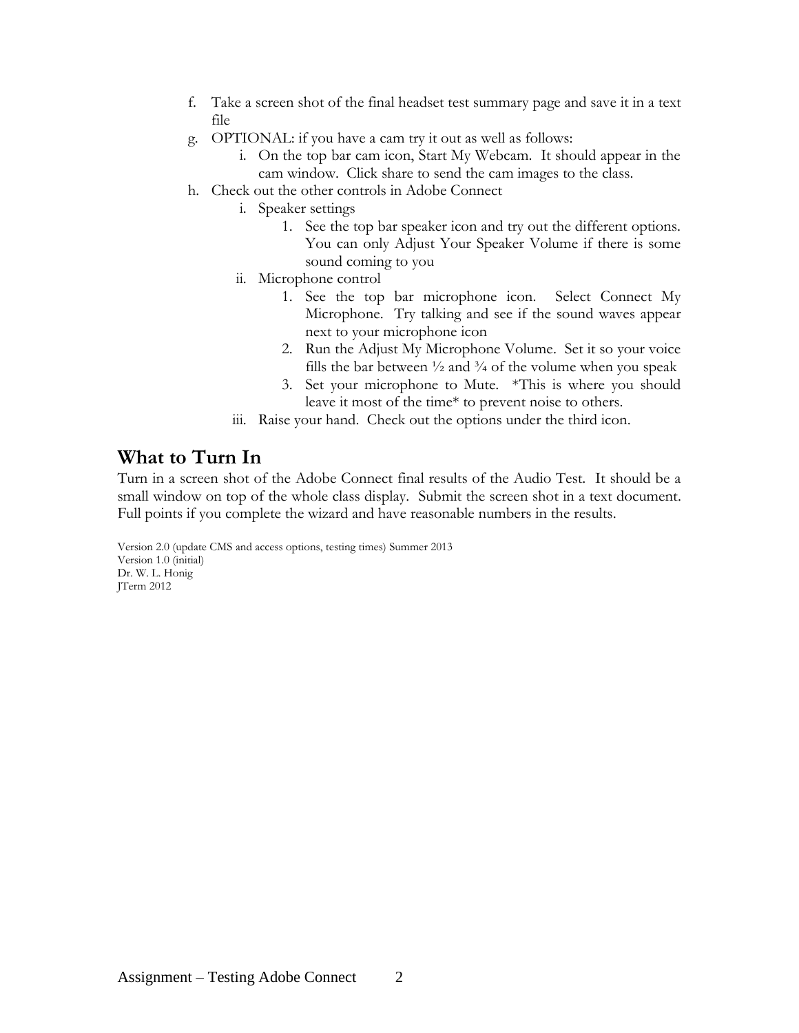f. Take a screen shot of the final headset test summary page and save it in a text file
g. OPTIONAL: if you have a cam try it out as well as follows:
    i. On the top bar cam icon, Start My Webcam. It should appear in the cam window. Click share to send the cam images to the class.
h. Check out the other controls in Adobe Connect
    i. Speaker settings
        1. See the top bar speaker icon and try out the different options. You can only Adjust Your Speaker Volume if there is some sound coming to you
    ii. Microphone control
        1. See the top bar microphone icon. Select Connect My Microphone. Try talking and see if the sound waves appear next to your microphone icon
        2. Run the Adjust My Microphone Volume. Set it so your voice fills the bar between ½ and ¾ of the volume when you speak
        3. Set your microphone to Mute. *This is where you should leave it most of the time* to prevent noise to others.
    iii. Raise your hand. Check out the options under the third icon.

## What to Turn In

Turn in a screen shot of the Adobe Connect final results of the Audio Test. It should be a small window on top of the whole class display. Submit the screen shot in a text document. Full points if you complete the wizard and have reasonable numbers in the results.

Version 2.0 (update CMS and access options, testing times) Summer 2013
Version 1.0 (initial)
Dr. W. L. Honig
JTerm 2012